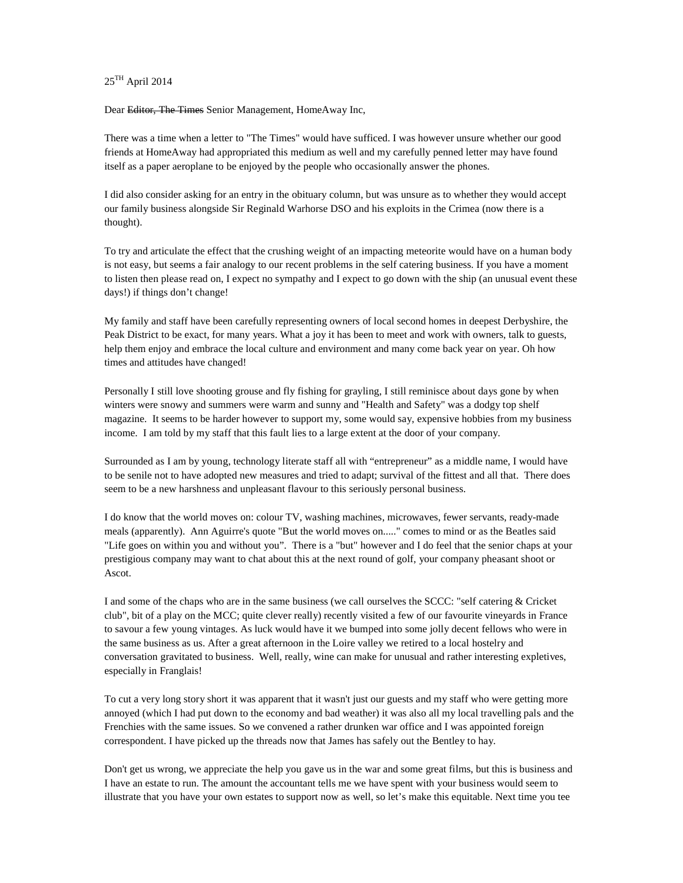25[TH] April 2014

Dear ~~Editor, The Times~~ Senior Management, HomeAway Inc,

There was a time when a letter to "The Times" would have sufficed. I was however unsure whether our good friends at HomeAway had appropriated this medium as well and my carefully penned letter may have found itself as a paper aeroplane to be enjoyed by the people who occasionally answer the phones.

I did also consider asking for an entry in the obituary column, but was unsure as to whether they would accept our family business alongside Sir Reginald Warhorse DSO and his exploits in the Crimea (now there is a thought).

To try and articulate the effect that the crushing weight of an impacting meteorite would have on a human body is not easy, but seems a fair analogy to our recent problems in the self catering business. If you have a moment to listen then please read on, I expect no sympathy and I expect to go down with the ship (an unusual event these days!) if things don't change!

My family and staff have been carefully representing owners of local second homes in deepest Derbyshire, the Peak District to be exact, for many years. What a joy it has been to meet and work with owners, talk to guests, help them enjoy and embrace the local culture and environment and many come back year on year. Oh how times and attitudes have changed!

Personally I still love shooting grouse and fly fishing for grayling, I still reminisce about days gone by when winters were snowy and summers were warm and sunny and "Health and Safety" was a dodgy top shelf magazine. It seems to be harder however to support my, some would say, expensive hobbies from my business income. I am told by my staff that this fault lies to a large extent at the door of your company.

Surrounded as I am by young, technology literate staff all with "entrepreneur" as a middle name, I would have to be senile not to have adopted new measures and tried to adapt; survival of the fittest and all that. There does seem to be a new harshness and unpleasant flavour to this seriously personal business.

I do know that the world moves on: colour TV, washing machines, microwaves, fewer servants, ready-made meals (apparently). Ann Aguirre's quote "But the world moves on....." comes to mind or as the Beatles said "Life goes on within you and without you". There is a "but" however and I do feel that the senior chaps at your prestigious company may want to chat about this at the next round of golf, your company pheasant shoot or Ascot.

I and some of the chaps who are in the same business (we call ourselves the SCCC: "self catering & Cricket club", bit of a play on the MCC; quite clever really) recently visited a few of our favourite vineyards in France to savour a few young vintages. As luck would have it we bumped into some jolly decent fellows who were in the same business as us. After a great afternoon in the Loire valley we retired to a local hostelry and conversation gravitated to business. Well, really, wine can make for unusual and rather interesting expletives, especially in Franglais!

To cut a very long story short it was apparent that it wasn't just our guests and my staff who were getting more annoyed (which I had put down to the economy and bad weather) it was also all my local travelling pals and the Frenchies with the same issues. So we convened a rather drunken war office and I was appointed foreign correspondent. I have picked up the threads now that James has safely out the Bentley to hay.

Don't get us wrong, we appreciate the help you gave us in the war and some great films, but this is business and I have an estate to run. The amount the accountant tells me we have spent with your business would seem to illustrate that you have your own estates to support now as well, so let's make this equitable. Next time you tee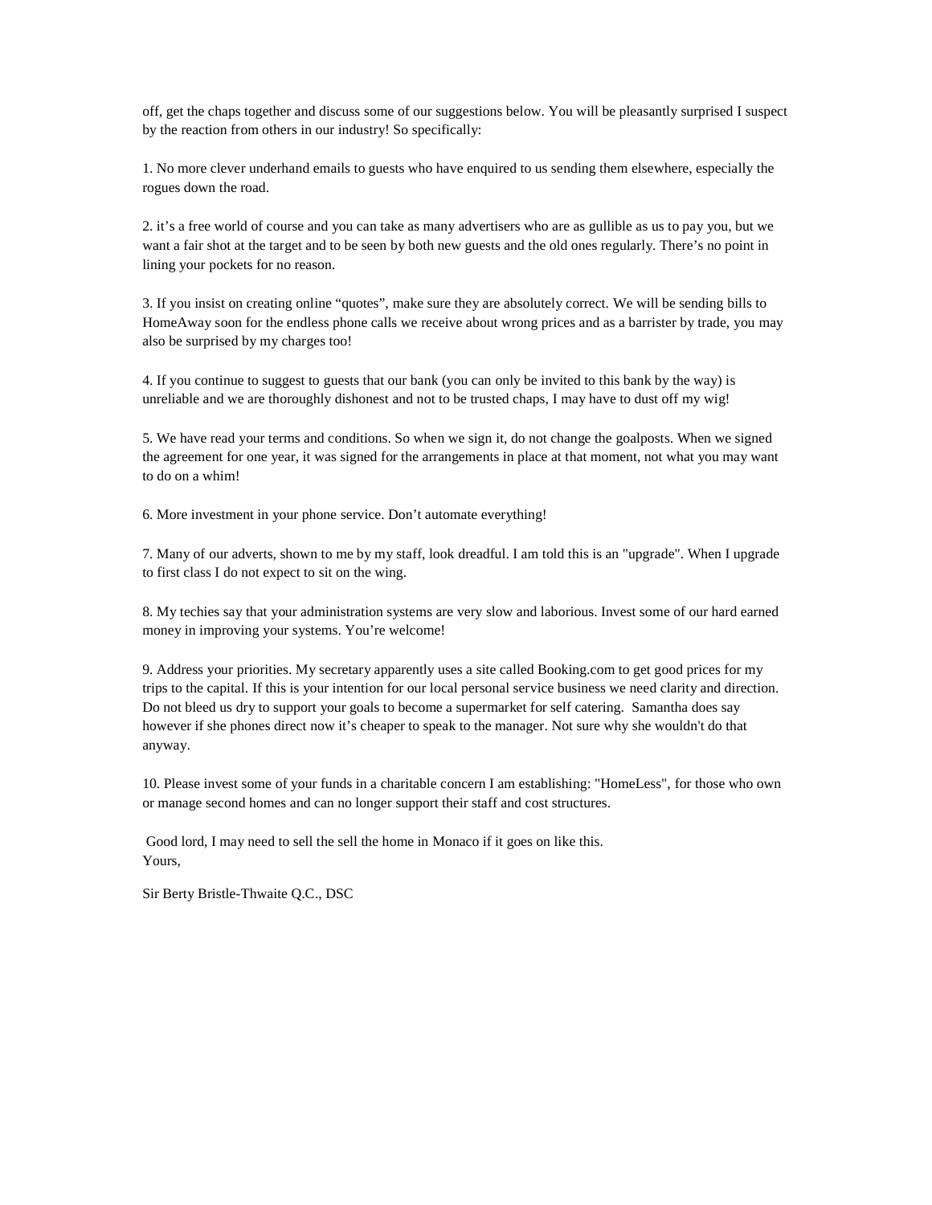off, get the chaps together and discuss some of our suggestions below. You will be pleasantly surprised I suspect by the reaction from others in our industry! So specifically:

1. No more clever underhand emails to guests who have enquired to us sending them elsewhere, especially the rogues down the road.

2. it's a free world of course and you can take as many advertisers who are as gullible as us to pay you, but we want a fair shot at the target and to be seen by both new guests and the old ones regularly. There's no point in lining your pockets for no reason.

3. If you insist on creating online "quotes", make sure they are absolutely correct. We will be sending bills to HomeAway soon for the endless phone calls we receive about wrong prices and as a barrister by trade, you may also be surprised by my charges too!

4. If you continue to suggest to guests that our bank (you can only be invited to this bank by the way) is unreliable and we are thoroughly dishonest and not to be trusted chaps, I may have to dust off my wig!

5. We have read your terms and conditions. So when we sign it, do not change the goalposts. When we signed the agreement for one year, it was signed for the arrangements in place at that moment, not what you may want to do on a whim!

6. More investment in your phone service. Don't automate everything!

7. Many of our adverts, shown to me by my staff, look dreadful. I am told this is an "upgrade". When I upgrade to first class I do not expect to sit on the wing.

8. My techies say that your administration systems are very slow and laborious. Invest some of our hard earned money in improving your systems. You're welcome!

9. Address your priorities. My secretary apparently uses a site called Booking.com to get good prices for my trips to the capital. If this is your intention for our local personal service business we need clarity and direction. Do not bleed us dry to support your goals to become a supermarket for self catering. Samantha does say however if she phones direct now it's cheaper to speak to the manager. Not sure why she wouldn't do that anyway.

10. Please invest some of your funds in a charitable concern I am establishing: "HomeLess", for those who own or manage second homes and can no longer support their staff and cost structures.

Good lord, I may need to sell the sell the home in Monaco if it goes on like this.
Yours,

Sir Berty Bristle-Thwaite Q.C., DSC